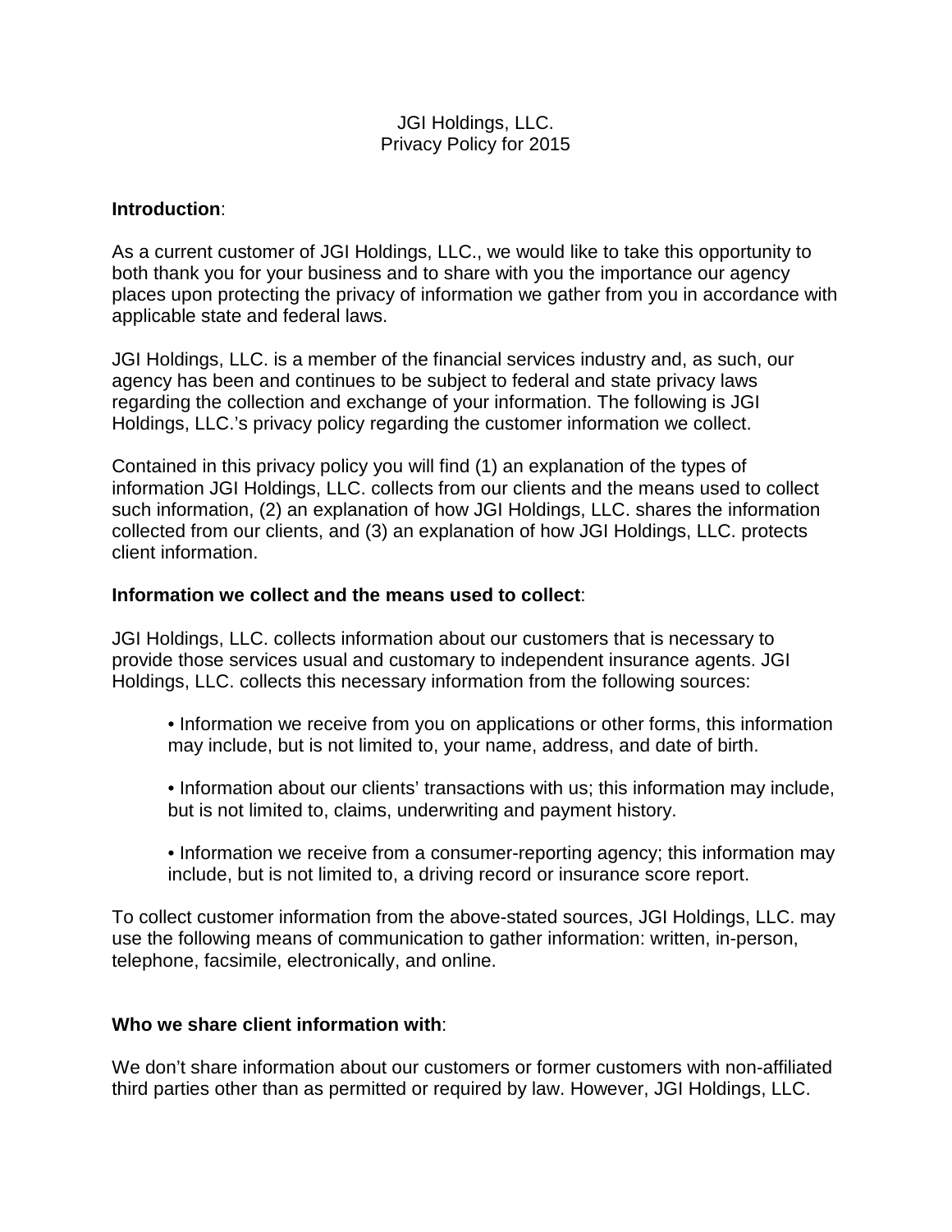JGI Holdings, LLC.
Privacy Policy for 2015

**Introduction**:

As a current customer of JGI Holdings, LLC., we would like to take this opportunity to both thank you for your business and to share with you the importance our agency places upon protecting the privacy of information we gather from you in accordance with applicable state and federal laws.

JGI Holdings, LLC. is a member of the financial services industry and, as such, our agency has been and continues to be subject to federal and state privacy laws regarding the collection and exchange of your information. The following is JGI Holdings, LLC.'s privacy policy regarding the customer information we collect.

Contained in this privacy policy you will find (1) an explanation of the types of information JGI Holdings, LLC. collects from our clients and the means used to collect such information, (2) an explanation of how JGI Holdings, LLC. shares the information collected from our clients, and (3) an explanation of how JGI Holdings, LLC. protects client information.

**Information we collect and the means used to collect**:

JGI Holdings, LLC. collects information about our customers that is necessary to provide those services usual and customary to independent insurance agents. JGI Holdings, LLC. collects this necessary information from the following sources:

- Information we receive from you on applications or other forms, this information may include, but is not limited to, your name, address, and date of birth.
- Information about our clients' transactions with us; this information may include, but is not limited to, claims, underwriting and payment history.
- Information we receive from a consumer-reporting agency; this information may include, but is not limited to, a driving record or insurance score report.

To collect customer information from the above-stated sources, JGI Holdings, LLC. may use the following means of communication to gather information: written, in-person, telephone, facsimile, electronically, and online.

**Who we share client information with**:

We don't share information about our customers or former customers with non-affiliated third parties other than as permitted or required by law. However, JGI Holdings, LLC.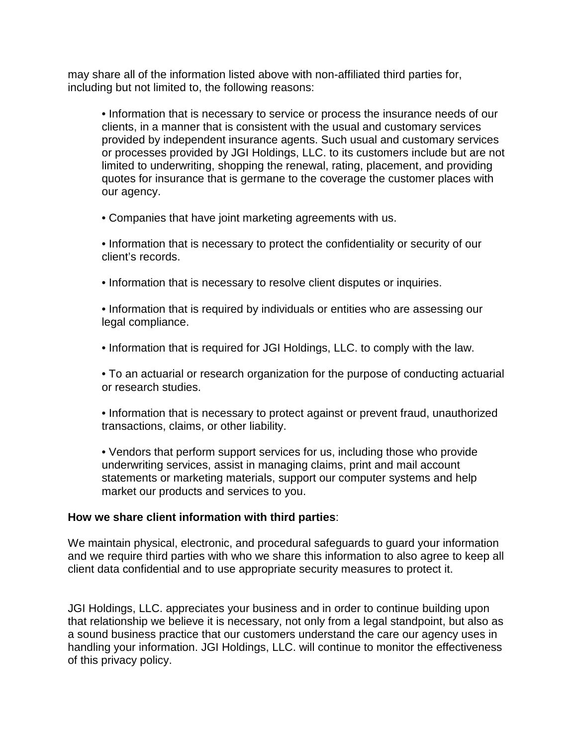may share all of the information listed above with non-affiliated third parties for, including but not limited to, the following reasons:

- Information that is necessary to service or process the insurance needs of our clients, in a manner that is consistent with the usual and customary services provided by independent insurance agents. Such usual and customary services or processes provided by JGI Holdings, LLC. to its customers include but are not limited to underwriting, shopping the renewal, rating, placement, and providing quotes for insurance that is germane to the coverage the customer places with our agency.

- Companies that have joint marketing agreements with us.

- Information that is necessary to protect the confidentiality or security of our client's records.

- Information that is necessary to resolve client disputes or inquiries.

- Information that is required by individuals or entities who are assessing our legal compliance.

- Information that is required for JGI Holdings, LLC. to comply with the law.

- To an actuarial or research organization for the purpose of conducting actuarial or research studies.

- Information that is necessary to protect against or prevent fraud, unauthorized transactions, claims, or other liability.

- Vendors that perform support services for us, including those who provide underwriting services, assist in managing claims, print and mail account statements or marketing materials, support our computer systems and help market our products and services to you.

**How we share client information with third parties**:

We maintain physical, electronic, and procedural safeguards to guard your information and we require third parties with who we share this information to also agree to keep all client data confidential and to use appropriate security measures to protect it.

JGI Holdings, LLC. appreciates your business and in order to continue building upon that relationship we believe it is necessary, not only from a legal standpoint, but also as a sound business practice that our customers understand the care our agency uses in handling your information. JGI Holdings, LLC. will continue to monitor the effectiveness of this privacy policy.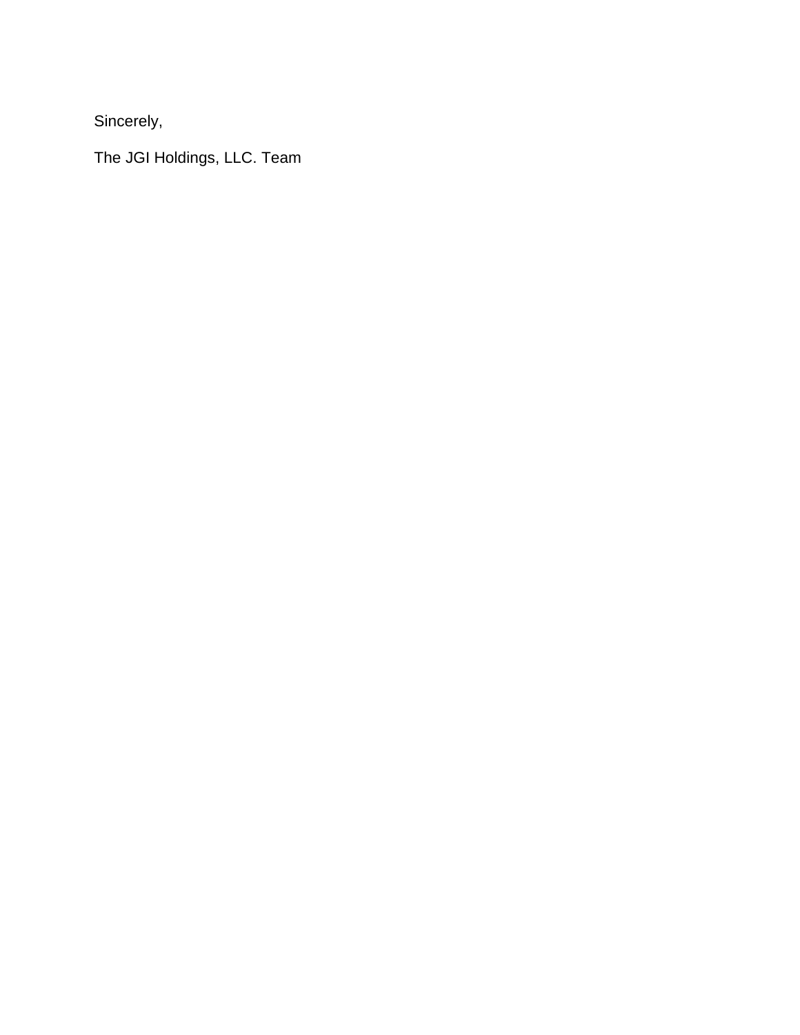Sincerely,

The JGI Holdings, LLC. Team